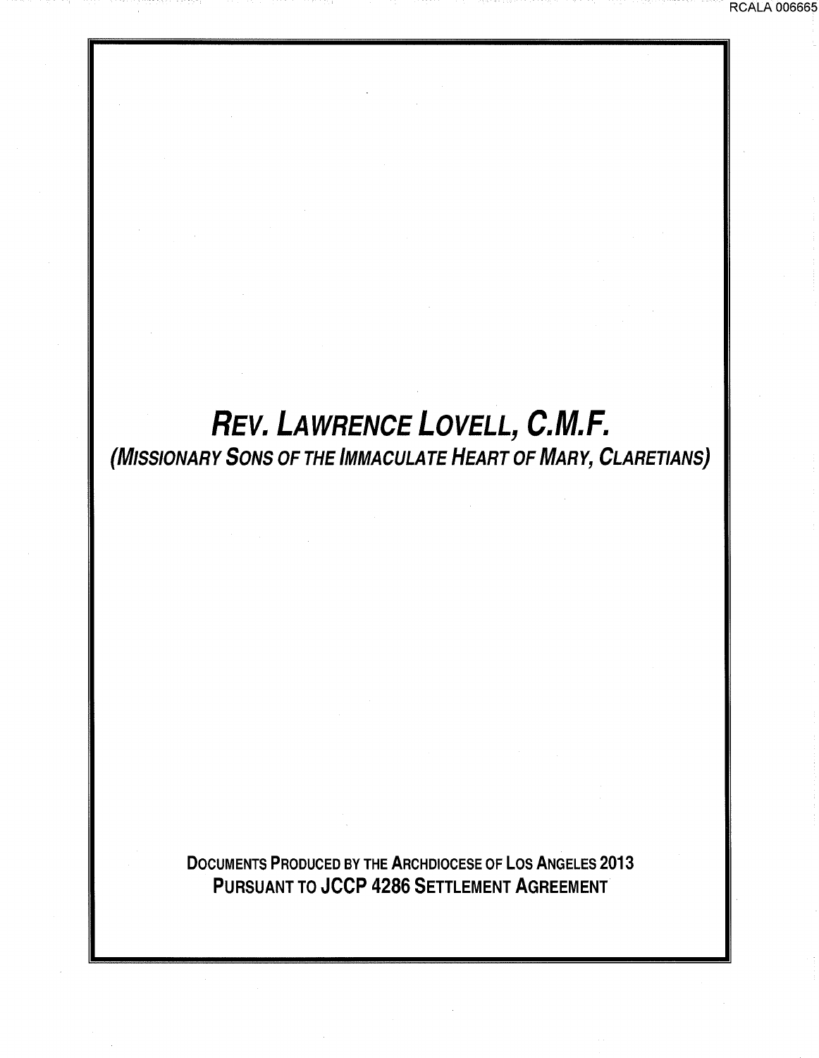# *Rev. Lawrence Lovell, C.M.F.*

## *(Missionary Sons of the Immaculate Heart of Mary, Claretians)*

**Documents Produced by the Archdiocese of Los Angeles 2013**
**Pursuant to JCCP 4286 Settlement Agreement**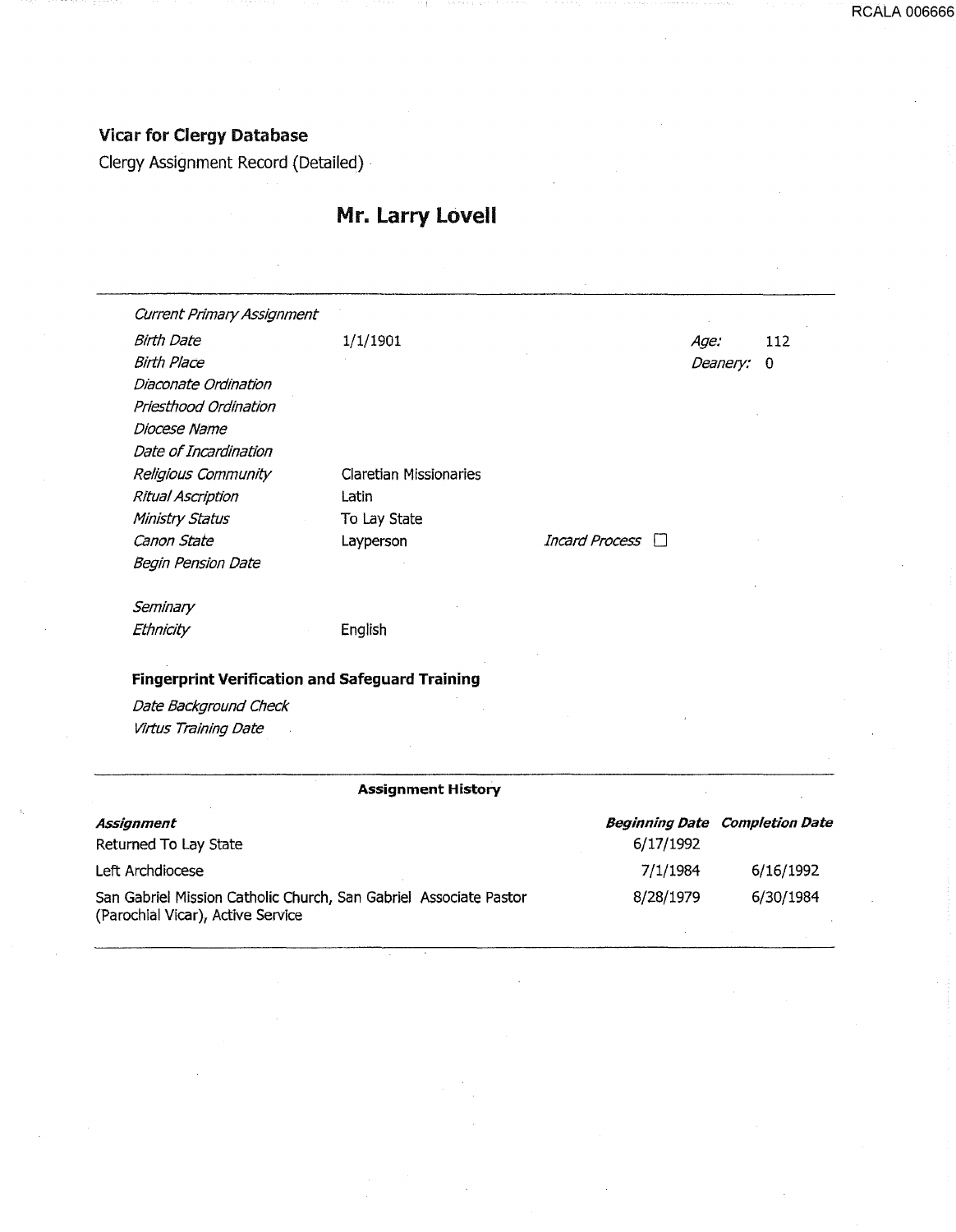## Vicar for Clergy Database

Clergy Assignment Record (Detailed)

# Mr. Larry Lovell

| | | | |
|---|---|---|---|
| *Current Primary Assignment* | | | |
| *Birth Date* | 1/1/1901 | *Age:* | 112 |
| *Birth Place* | | *Deanery:* | 0 |
| *Diaconate Ordination* | | | |
| *Priesthood Ordination* | | | |
| *Diocese Name* | | | |
| *Date of Incardination* | | | |
| *Religious Community* | Claretian Missionaries | | |
| *Ritual Ascription* | Latin | | |
| *Ministry Status* | To Lay State | | |
| *Canon State* | Layperson | *Incard Process* ☐ | |
| *Begin Pension Date* | | | |
| *Seminary* | | | |
| *Ethnicity* | English | | |

### Fingerprint Verification and Safeguard Training

*Date Background Check*

*Virtus Training Date*

### Assignment History

| *Assignment* | *Beginning Date* | *Completion Date* |
|---|---|---|
| Returned To Lay State | 6/17/1992 | |
| Left Archdiocese | 7/1/1984 | 6/16/1992 |
| San Gabriel Mission Catholic Church, San Gabriel Associate Pastor (Parochial Vicar), Active Service | 8/28/1979 | 6/30/1984 |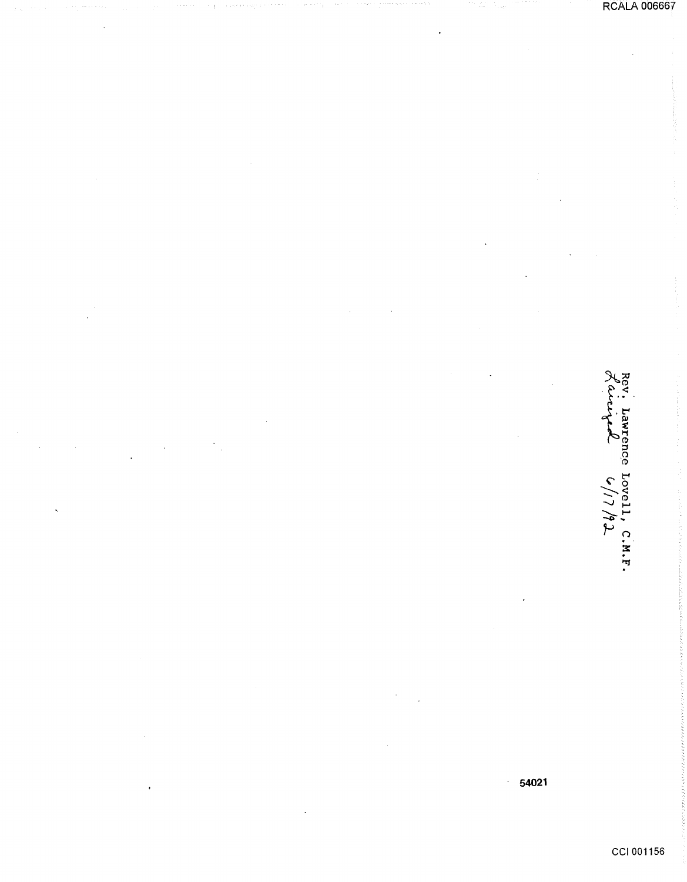Rev. Lawrence Lovell, C.M.F.
Laicized 6/17/92

54021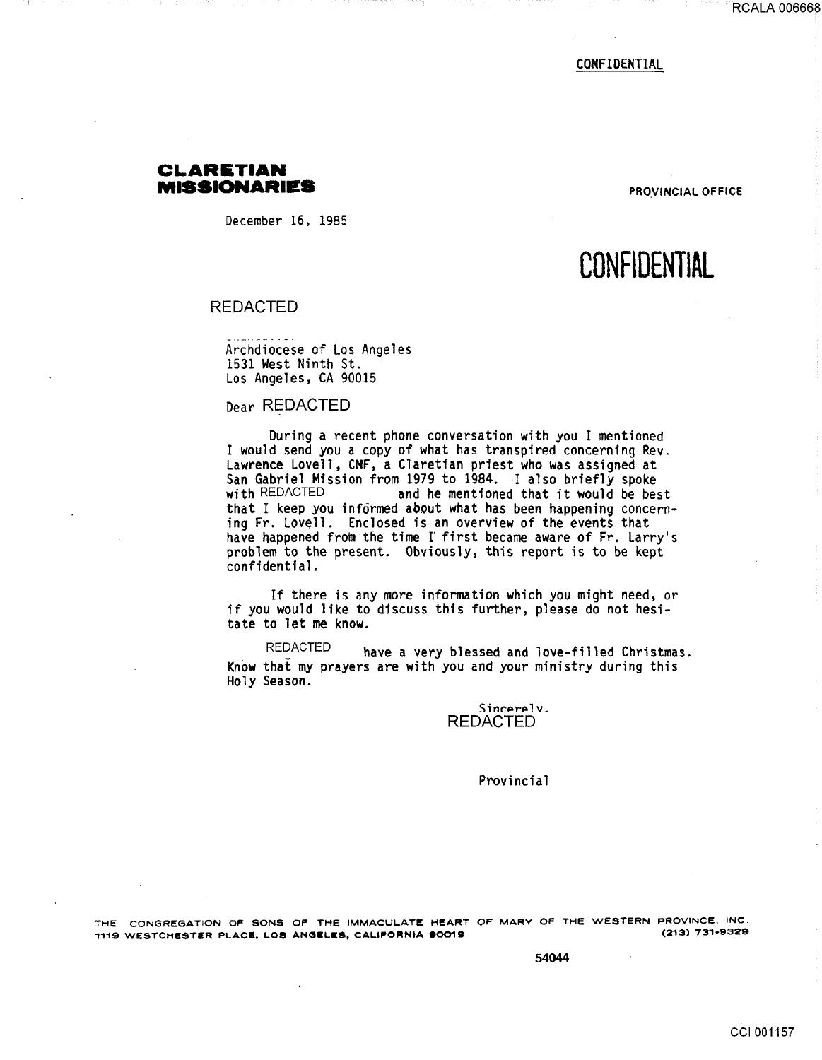CONFIDENTIAL

**CLARETIAN MISSIONARIES**

PROVINCIAL OFFICE

December 16, 1985

# CONFIDENTIAL

REDACTED

Archdiocese of Los Angeles
1531 West Ninth St.
Los Angeles, CA 90015

Dear REDACTED

During a recent phone conversation with you I mentioned I would send you a copy of what has transpired concerning Rev. Lawrence Lovell, CMF, a Claretian priest who was assigned at San Gabriel Mission from 1979 to 1984. I also briefly spoke with REDACTED and he mentioned that it would be best that I keep you informed about what has been happening concerning Fr. Lovell. Enclosed is an overview of the events that have happened from the time I first became aware of Fr. Larry's problem to the present. Obviously, this report is to be kept confidential.

If there is any more information which you might need, or if you would like to discuss this further, please do not hesitate to let me know.

REDACTED have a very blessed and love-filled Christmas. Know that my prayers are with you and your ministry during this Holy Season.

Sincerely,
REDACTED

Provincial

THE CONGREGATION OF SONS OF THE IMMACULATE HEART OF MARY OF THE WESTERN PROVINCE, INC.
1119 WESTCHESTER PLACE, LOS ANGELES, CALIFORNIA 90019 (213) 731-9329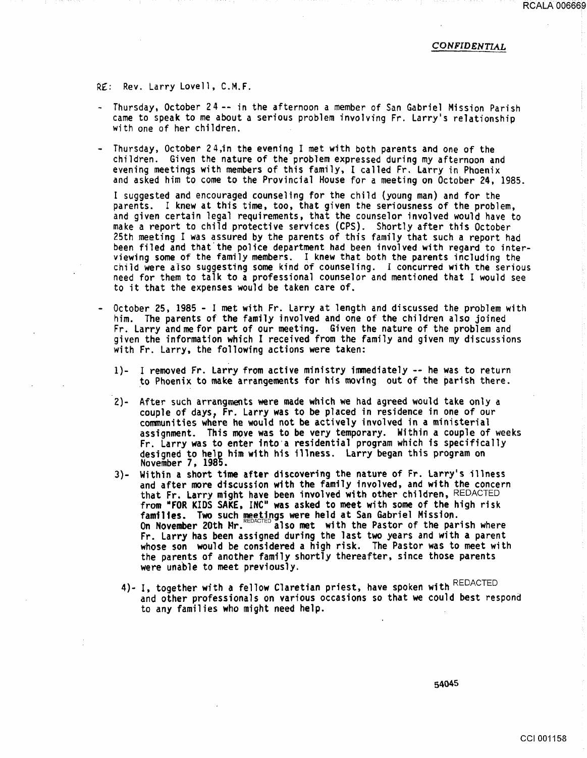*CONFIDENTIAL*

RE: Rev. Larry Lovell, C.M.F.

- Thursday, October 24 -- in the afternoon a member of San Gabriel Mission Parish came to speak to me about a serious problem involving Fr. Larry's relationship with one of her children.

- Thursday, October 24,in the evening I met with both parents and one of the children. Given the nature of the problem expressed during my afternoon and evening meetings with members of this family, I called Fr. Larry in Phoenix and asked him to come to the Provincial House for a meeting on October 24, 1985.

  I suggested and encouraged counseling for the child (young man) and for the parents. I knew at this time, too, that given the seriousness of the problem, and given certain legal requirements, that the counselor involved would have to make a report to child protective services (CPS). Shortly after this October 25th meeting I was assured by the parents of this family that such a report had been filed and that the police department had been involved with regard to interviewing some of the family members. I knew that both the parents including the child were also suggesting some kind of counseling. I concurred with the serious need for them to talk to a professional counselor and mentioned that I would see to it that the expenses would be taken care of.

- October 25, 1985 - I met with Fr. Larry at length and discussed the problem with him. The parents of the family involved and one of the children also joined Fr. Larry and me for part of our meeting. Given the nature of the problem and given the information which I received from the family and given my discussions with Fr. Larry, the following actions were taken:

  1)- I removed Fr. Larry from active ministry immediately -- he was to return to Phoenix to make arrangements for his moving out of the parish there.

  2)- After such arrangments were made which we had agreed would take only a couple of days, Fr. Larry was to be placed in residence in one of our communities where he would not be actively involved in a ministerial assignment. This move was to be very temporary. Within a couple of weeks Fr. Larry was to enter into a residential program which is specifically designed to help him with his illness. Larry began this program on November 7, 1985.

  3)- Within a short time after discovering the nature of Fr. Larry's illness and after more discussion with the family involved, and with the concern that Fr. Larry might have been involved with other children, REDACTED from "FOR KIDS SAKE, INC" was asked to meet with some of the high risk families. Two such meetings were held at San Gabriel Mission. On November 20th Mr. REDACTED also met with the Pastor of the parish where Fr. Larry has been assigned during the last two years and with a parent whose son would be considered a high risk. The Pastor was to meet with the parents of another family shortly thereafter, since those parents were unable to meet previously.

  4)- I, together with a fellow Claretian priest, have spoken with REDACTED and other professionals on various occasions so that we could best respond to any families who might need help.

54045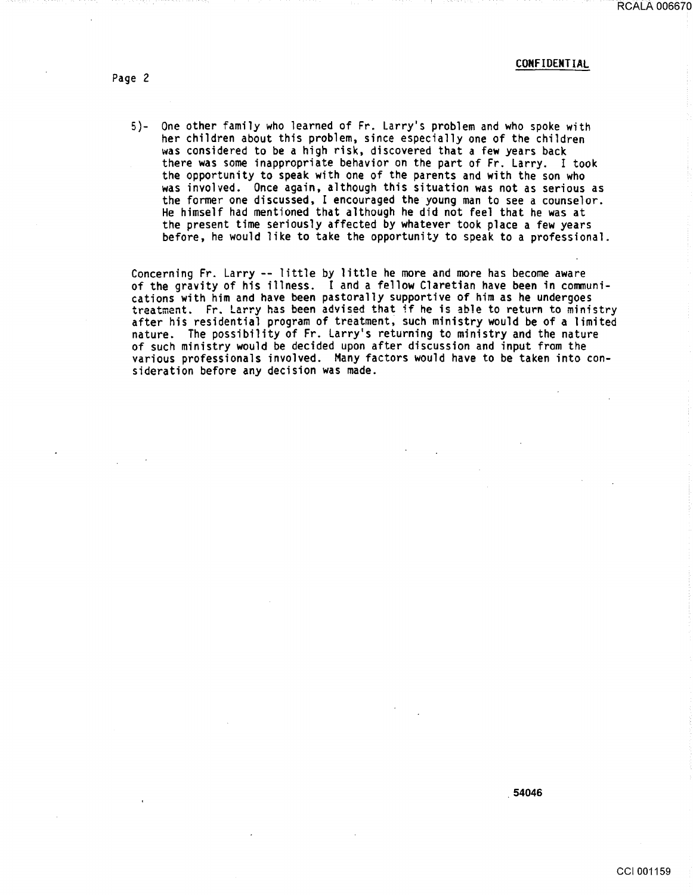**CONFIDENTIAL**

5)- One other family who learned of Fr. Larry's problem and who spoke with her children about this problem, since especially one of the children was considered to be a high risk, discovered that a few years back there was some inappropriate behavior on the part of Fr. Larry. I took the opportunity to speak with one of the parents and with the son who was involved. Once again, although this situation was not as serious as the former one discussed, I encouraged the young man to see a counselor. He himself had mentioned that although he did not feel that he was at the present time seriously affected by whatever took place a few years before, he would like to take the opportunity to speak to a professional.

Concerning Fr. Larry -- little by little he more and more has become aware of the gravity of his illness. I and a fellow Claretian have been in communications with him and have been pastorally supportive of him as he undergoes treatment. Fr. Larry has been advised that if he is able to return to ministry after his residential program of treatment, such ministry would be of a limited nature. The possibility of Fr. Larry's returning to ministry and the nature of such ministry would be decided upon after discussion and input from the various professionals involved. Many factors would have to be taken into consideration before any decision was made.

54046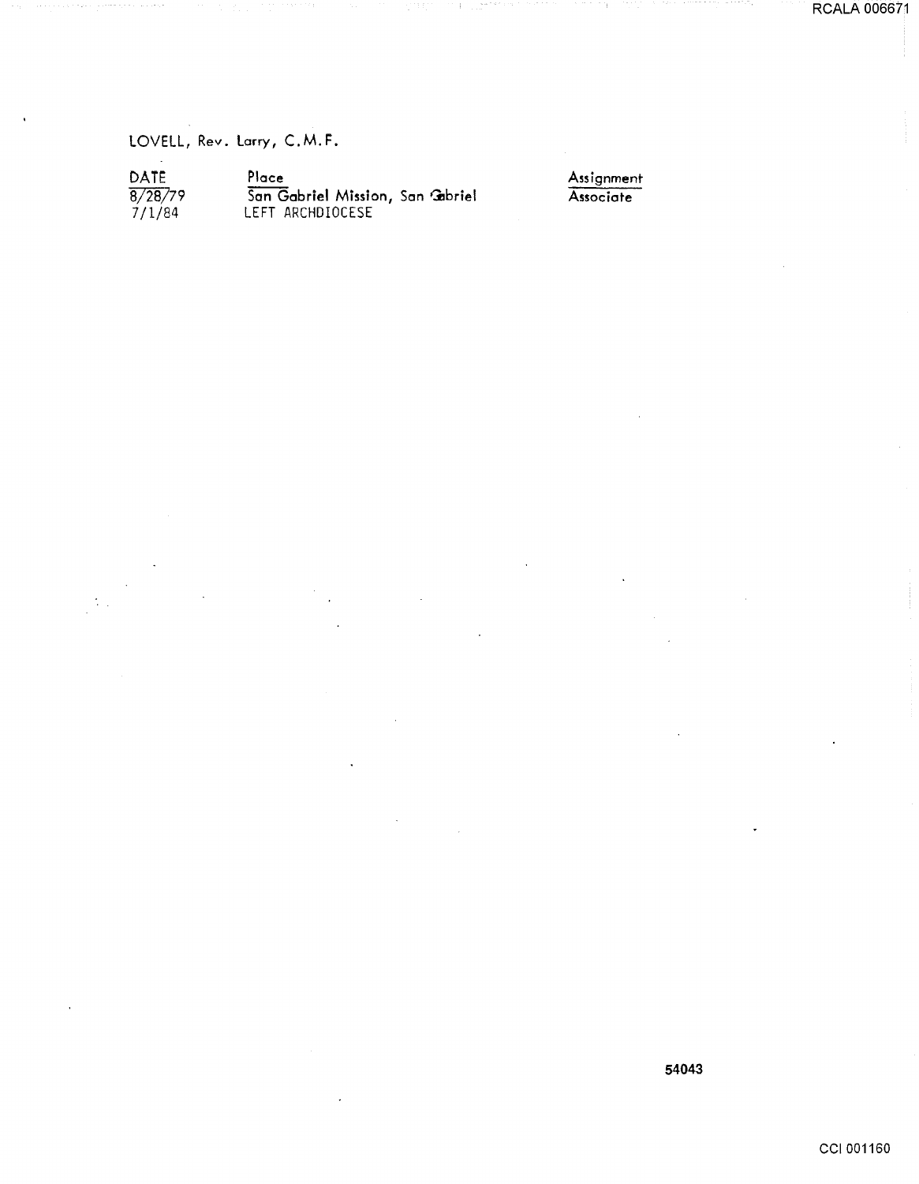LOVELL, Rev. Larry, C.M.F.

| DATE | Place | Assignment |
|---|---|---|
| 8/28/79 | San Gabriel Mission, San Gabriel | Associate |
| 7/1/84 | LEFT ARCHDIOCESE | |

54043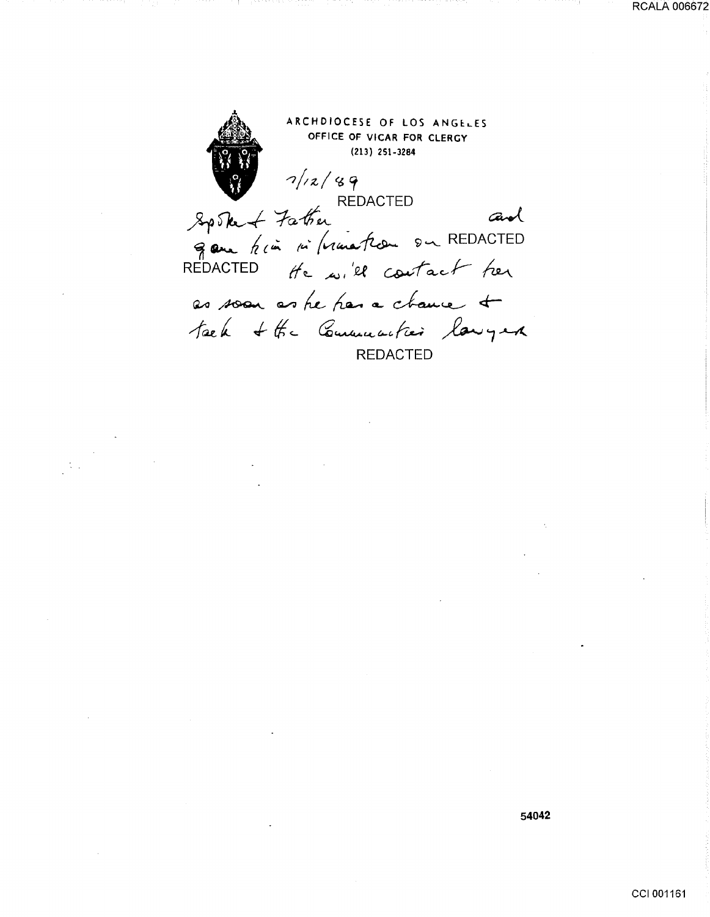ARCHDIOCESE OF LOS ANGELES
OFFICE OF VICAR FOR CLERGY
(213) 251-3284

7/12/89

Spoke to Father REDACTED and gave him information on REDACTED REDACTED He will contact her as soon as he has a chance & talk to the Communication lawyer

REDACTED

54042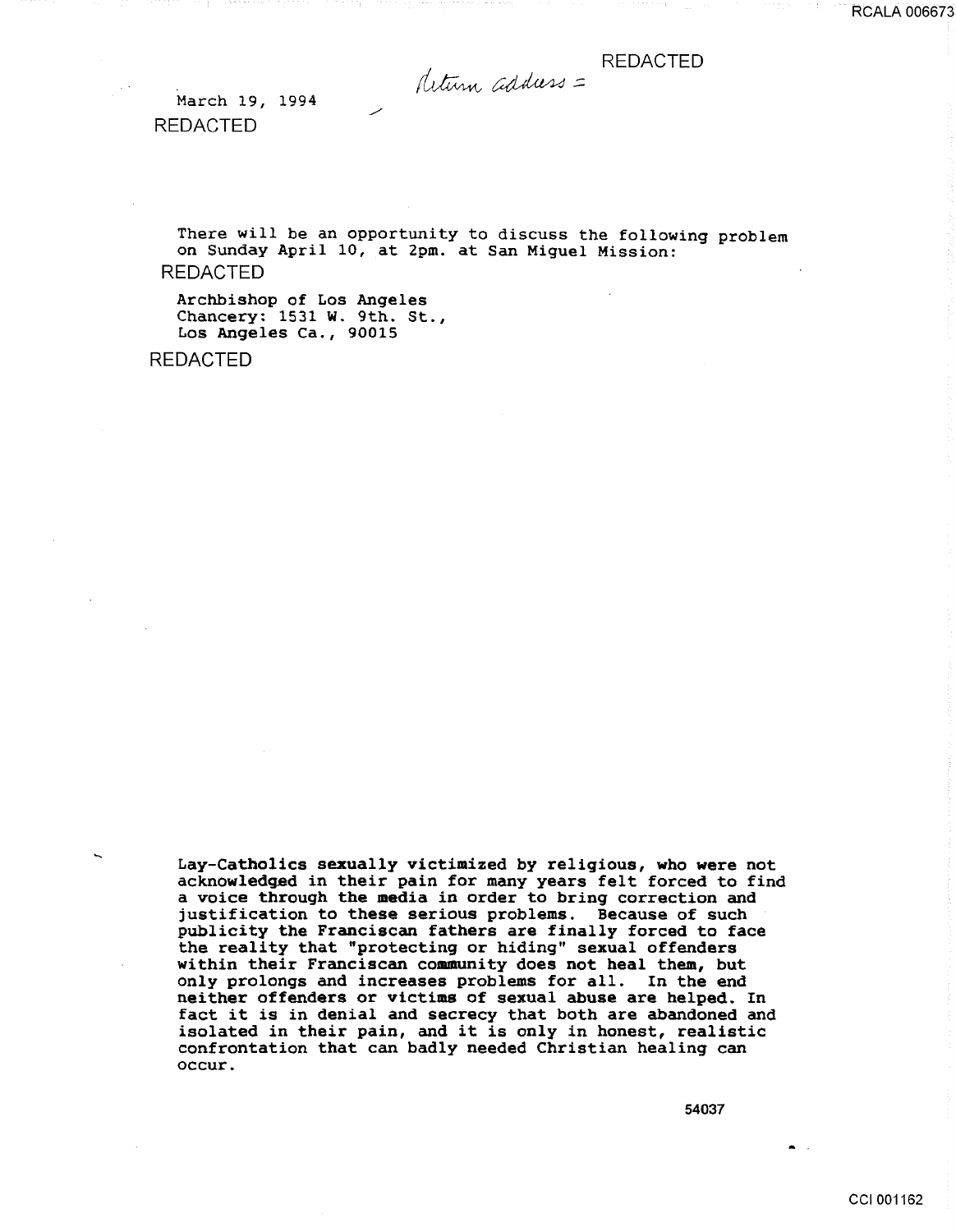*Return address =* REDACTED

March 19, 1994

REDACTED

There will be an opportunity to discuss the following problem on Sunday April 10, at 2pm. at San Miguel Mission:

REDACTED

Archbishop of Los Angeles
Chancery: 1531 W. 9th. St.,
Los Angeles Ca., 90015

REDACTED

**Lay-Catholics sexually victimized by religious, who were not acknowledged in their pain for many years felt forced to find a voice through the media in order to bring correction and justification to these serious problems. Because of such publicity the Franciscan fathers are finally forced to face the reality that "protecting or hiding" sexual offenders within their Franciscan community does not heal them, but only prolongs and increases problems for all. In the end neither offenders or victims of sexual abuse are helped. In fact it is in denial and secrecy that both are abandoned and isolated in their pain, and it is only in honest, realistic confrontation that can badly needed Christian healing can occur.**

54037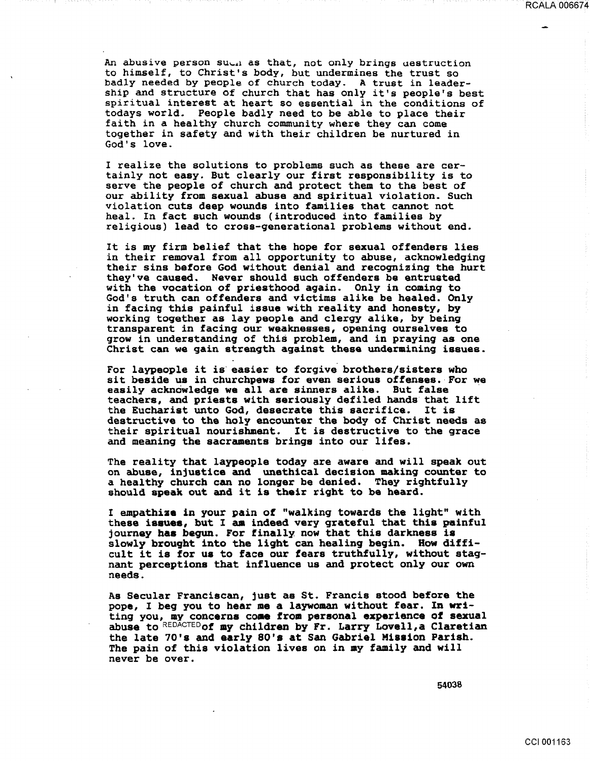An abusive person such as that, not only brings destruction to himself, to Christ's body, but undermines the trust so badly needed by people of church today. A trust in leadership and structure of church that has only it's people's best spiritual interest at heart so essential in the conditions of todays world. People badly need to be able to place their faith in a healthy church community where they can come together in safety and with their children be nurtured in God's love.

I realize the solutions to problems such as these are certainly not easy. But clearly our first responsibility is to serve the people of church and protect them to the best of our ability from sexual abuse and spiritual violation. Such violation cuts deep wounds into families that cannot not heal. In fact such wounds (introduced into families by religious) lead to cross-generational problems without end.

It is my firm belief that the hope for sexual offenders lies in their removal from all opportunity to abuse, acknowledging their sins before God without denial and recognizing the hurt they've caused. Never should such offenders be entrusted with the vocation of priesthood again. Only in coming to God's truth can offenders and victims alike be healed. Only in facing this painful issue with reality and honesty, by working together as lay people and clergy alike, by being transparent in facing our weaknesses, opening ourselves to grow in understanding of this problem, and in praying as one Christ can we gain strength against these undermining issues.

For laypeople it is easier to forgive brothers/sisters who sit beside us in churchpews for even serious offenses. For we easily acknowledge we all are sinners alike. But false teachers, and priests with seriously defiled hands that lift the Eucharist unto God, desecrate this sacrifice. It is destructive to the holy encounter the body of Christ needs as their spiritual nourishment. It is destructive to the grace and meaning the sacraments brings into our lifes.

The reality that laypeople today are aware and will speak out on abuse, injustice and unethical decision making counter to a healthy church can no longer be denied. They rightfully should speak out and it is their right to be heard.

I empathize in your pain of "walking towards the light" with these issues, but I am indeed very grateful that this painful journey has begun. For finally now that this darkness is slowly brought into the light can healing begin. How difficult it is for us to face our fears truthfully, without stagnant perceptions that influence us and protect only our own needs.

As Secular Franciscan, just as St. Francis stood before the pope, I beg you to hear me a laywoman without fear. In writing you, my concerns come from personal experience of sexual abuse to REDACTED of my children by Fr. Larry Lovell, a Claretian the late 70's and early 80's at San Gabriel Mission Parish. The pain of this violation lives on in my family and will never be over.

54038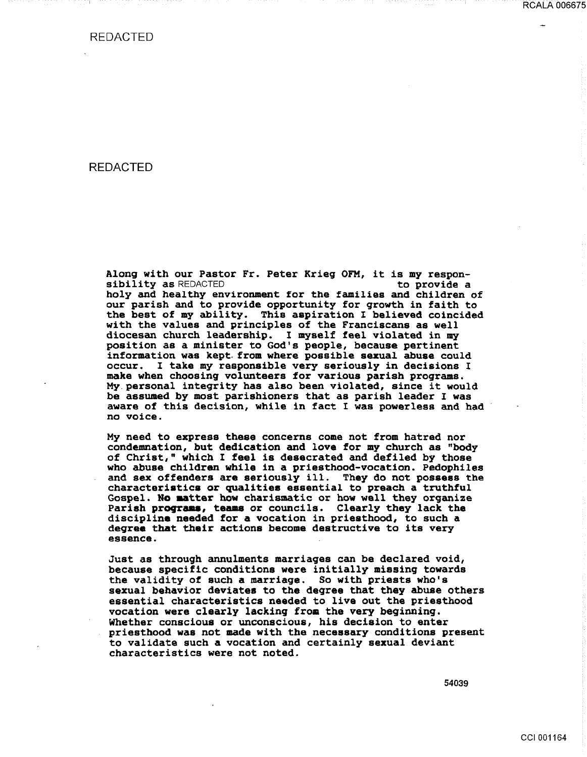REDACTED

REDACTED

Along with our Pastor Fr. Peter Krieg OFM, it is my responsibility as REDACTED to provide a holy and healthy environment for the families and children of our parish and to provide opportunity for growth in faith to the best of my ability. This aspiration I believed coincided with the values and principles of the Franciscans as well diocesan church leadership. I myself feel violated in my position as a minister to God's people, because pertinent information was kept from where possible sexual abuse could occur. I take my responsible very seriously in decisions I make when choosing volunteers for various parish programs. My personal integrity has also been violated, since it would be assumed by most parishioners that as parish leader I was aware of this decision, while in fact I was powerless and had no voice.

My need to express these concerns come not from hatred nor condemnation, but dedication and love for my church as "body of Christ," which I feel is desecrated and defiled by those who abuse children while in a priesthood-vocation. Pedophiles and sex offenders are seriously ill. They do not possess the characteristics or qualities essential to preach a truthful Gospel. No matter how charismatic or how well they organize Parish programs, teams or councils. Clearly they lack the discipline needed for a vocation in priesthood, to such a degree that their actions become destructive to its very essence.

Just as through annulments marriages can be declared void, because specific conditions were initially missing towards the validity of such a marriage. So with priests who's sexual behavior deviates to the degree that they abuse others essential characteristics needed to live out the priesthood vocation were clearly lacking from the very beginning. Whether conscious or unconscious, his decision to enter priesthood was not made with the necessary conditions present to validate such a vocation and certainly sexual deviant characteristics were not noted.

54039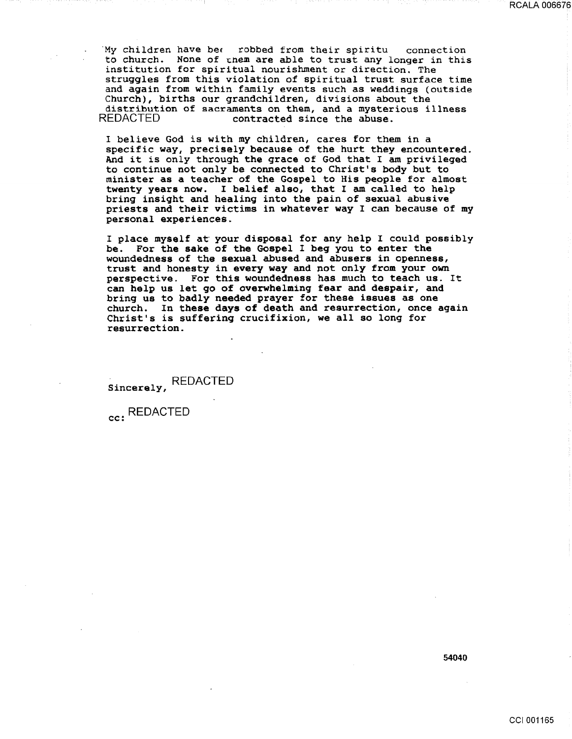My children have bee robbed from their spiritu connection to church. None of them are able to trust any longer in this institution for spiritual nourishment or direction. The struggles from this violation of spiritual trust surface time and again from within family events such as weddings (outside Church), births our grandchildren, divisions about the distribution of sacraments on them, and a mysterious illness REDACTED contracted since the abuse.

I believe God is with my children, cares for them in a specific way, precisely because of the hurt they encountered. And it is only through the grace of God that I am privileged to continue not only be connected to Christ's body but to minister as a teacher of the Gospel to His people for almost twenty years now. I belief also, that I am called to help bring insight and healing into the pain of sexual abusive priests and their victims in whatever way I can because of my personal experiences.

I place myself at your disposal for any help I could possibly be. For the sake of the Gospel I beg you to enter the woundedness of the sexual abused and abusers in openness, trust and honesty in every way and not only from your own perspective. For this woundedness has much to teach us. It can help us let go of overwhelming fear and despair, and bring us to badly needed prayer for these issues as one church. In these days of death and resurrection, once again Christ's is suffering crucifixion, we all so long for resurrection.

Sincerely, REDACTED

cc: REDACTED

54040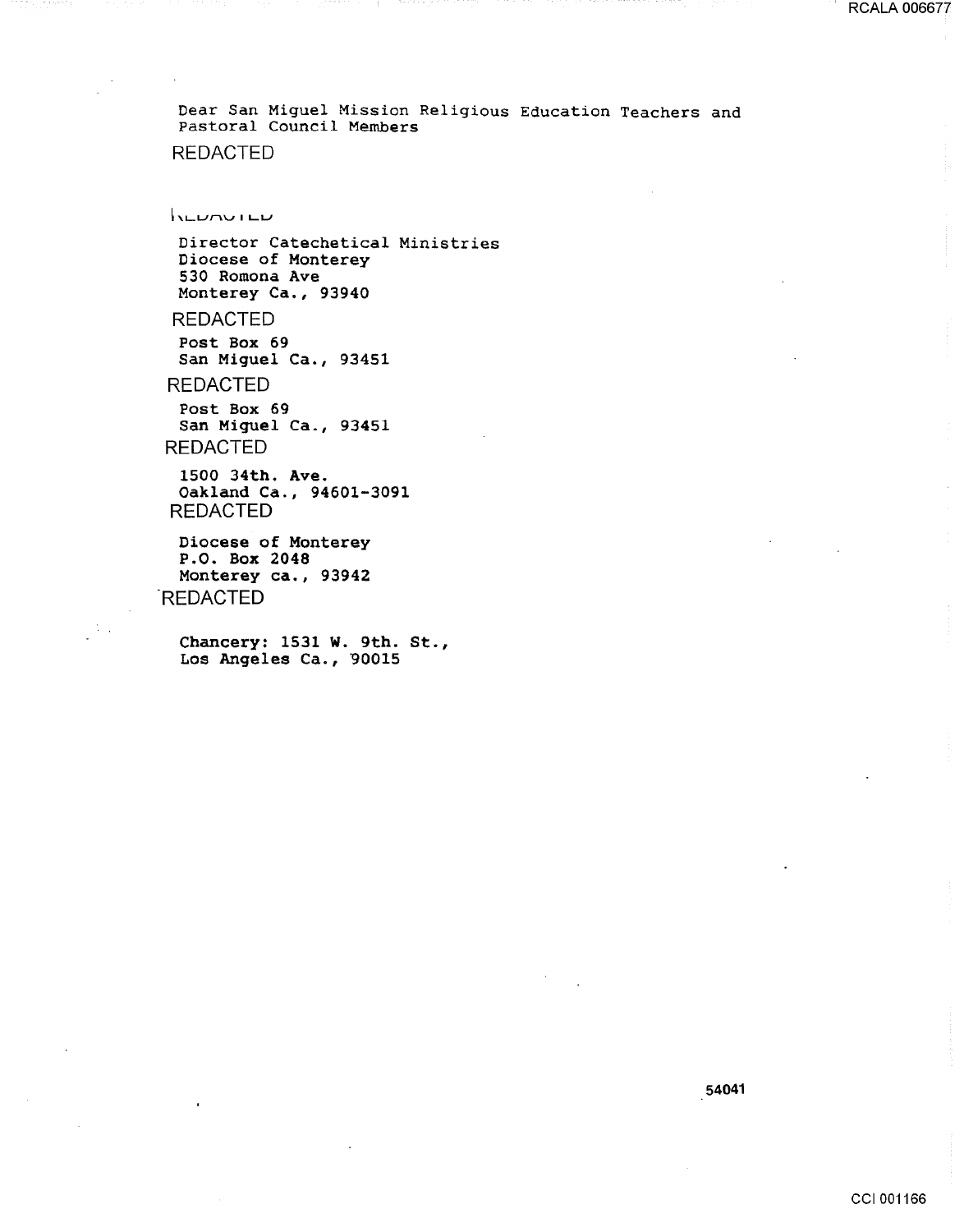Dear San Miguel Mission Religious Education Teachers and Pastoral Council Members

REDACTED

REDACTED

Director Catechetical Ministries
Diocese of Monterey
530 Romona Ave
Monterey Ca., 93940

REDACTED

Post Box 69
San Miguel Ca., 93451

REDACTED

Post Box 69
San Miguel Ca., 93451

REDACTED

1500 34th. Ave.
Oakland Ca., 94601-3091

REDACTED

Diocese of Monterey
P.O. Box 2048
Monterey ca., 93942

REDACTED

Chancery: 1531 W. 9th. St.,
Los Angeles Ca., 90015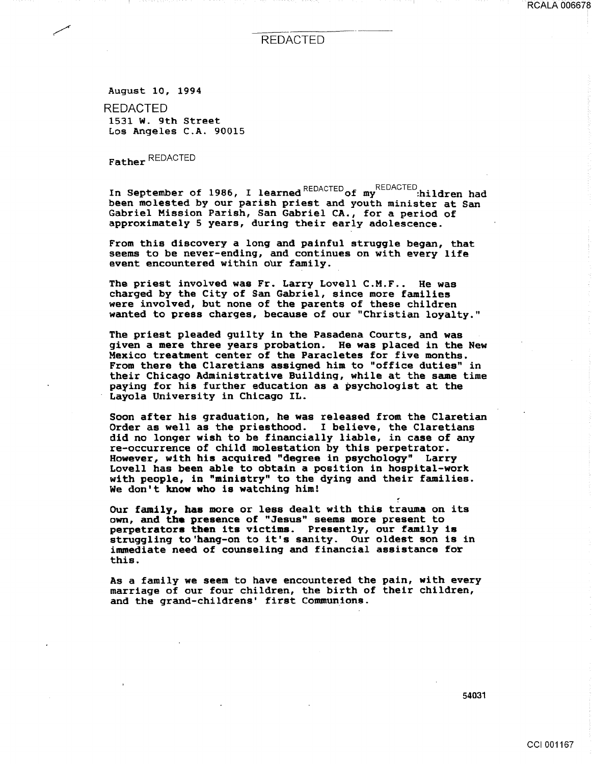REDACTED

August 10, 1994

REDACTED
1531 W. 9th Street
Los Angeles C.A. 90015

Father REDACTED

In September of 1986, I learned REDACTED of my REDACTED children had been molested by our parish priest and youth minister at San Gabriel Mission Parish, San Gabriel CA., for a period of approximately 5 years, during their early adolescence.

From this discovery a long and painful struggle began, that seems to be never-ending, and continues on with every life event encountered within our family.

The priest involved was Fr. Larry Lovell C.M.F.. He was charged by the City of San Gabriel, since more families were involved, but none of the parents of these children wanted to press charges, because of our "Christian loyalty."

The priest pleaded guilty in the Pasadena Courts, and was given a mere three years probation. He was placed in the New Mexico treatment center of the Paracletes for five months. From there the Claretians assigned him to "office duties" in their Chicago Administrative Building, while at the same time paying for his further education as a psychologist at the Layola University in Chicago IL.

Soon after his graduation, he was released from the Claretian Order as well as the priesthood. I believe, the Claretians did no longer wish to be financially liable, in case of any re-occurrence of child molestation by this perpetrator. However, with his acquired "degree in psychology" Larry Lovell has been able to obtain a position in hospital-work with people, in "ministry" to the dying and their families. We don't know who is watching him!

Our family, has more or less dealt with this trauma on its own, and the presence of "Jesus" seems more present to perpetrators then its victims. Presently, our family is struggling to 'hang-on to it's sanity. Our oldest son is in immediate need of counseling and financial assistance for this.

As a family we seem to have encountered the pain, with every marriage of our four children, the birth of their children, and the grand-childrens' first Communions.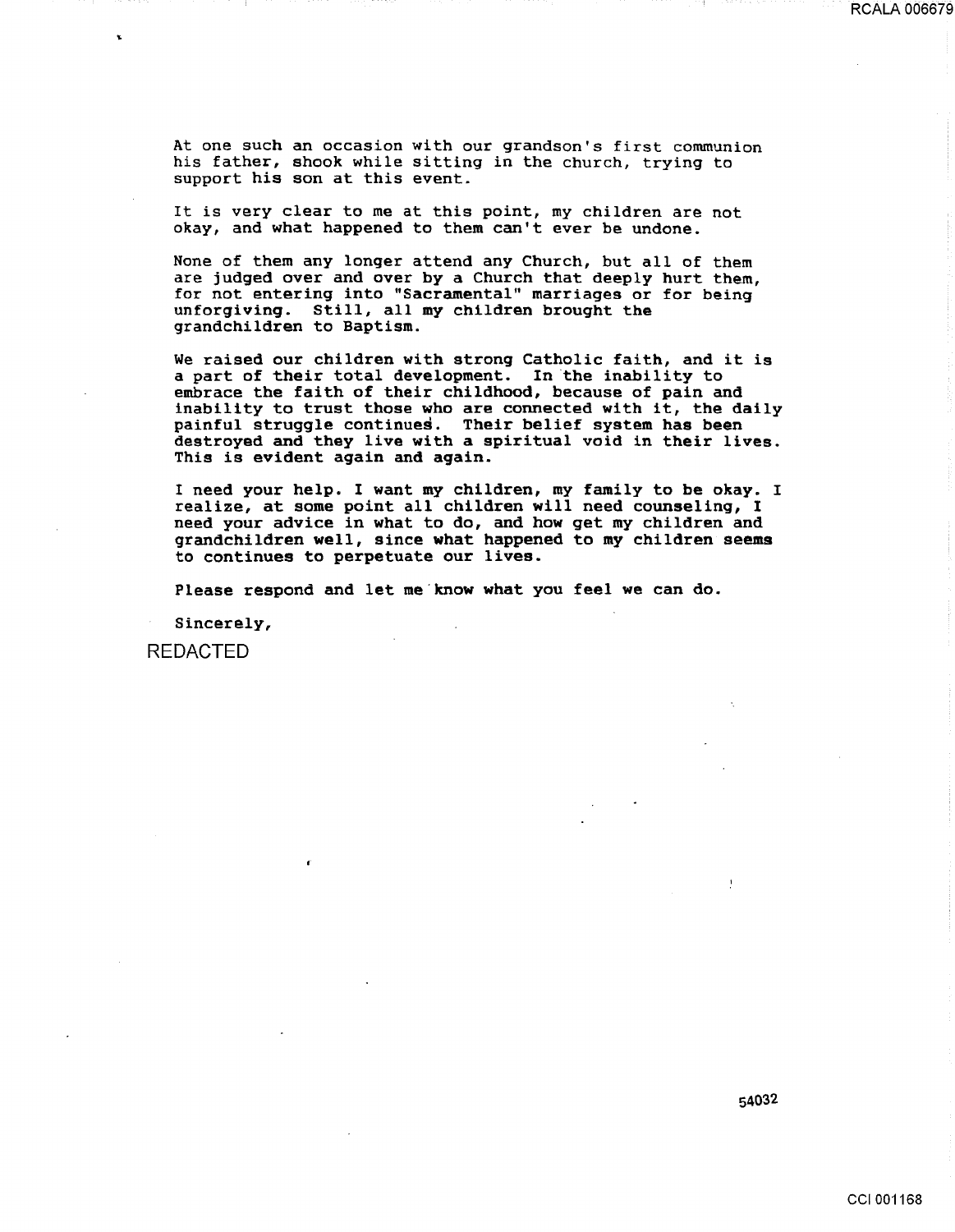At one such an occasion with our grandson's first communion his father, shook while sitting in the church, trying to support his son at this event.

It is very clear to me at this point, my children are not okay, and what happened to them can't ever be undone.

None of them any longer attend any Church, but all of them are judged over and over by a Church that deeply hurt them, for not entering into "Sacramental" marriages or for being unforgiving. Still, all my children brought the grandchildren to Baptism.

We raised our children with strong Catholic faith, and it is a part of their total development. In the inability to embrace the faith of their childhood, because of pain and inability to trust those who are connected with it, the daily painful struggle continues. Their belief system has been destroyed and they live with a spiritual void in their lives. This is evident again and again.

I need your help. I want my children, my family to be okay. I realize, at some point all children will need counseling, I need your advice in what to do, and how get my children and grandchildren well, since what happened to my children seems to continues to perpetuate our lives.

Please respond and let me know what you feel we can do.

Sincerely,

REDACTED

54032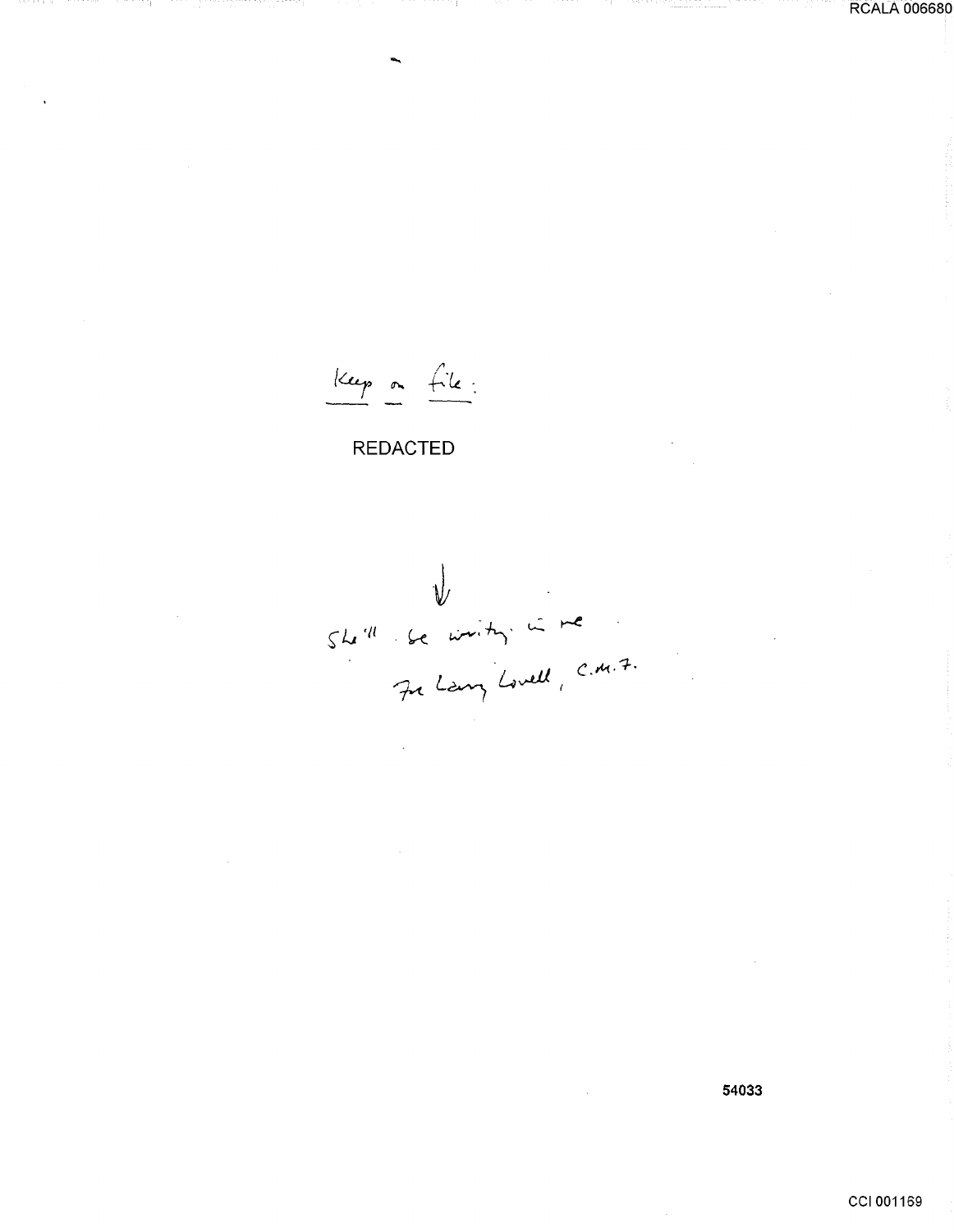<u>Keep on file:</u>

REDACTED

↓

She'll be writing in me
For Larry Lovell, C.M.F.

54033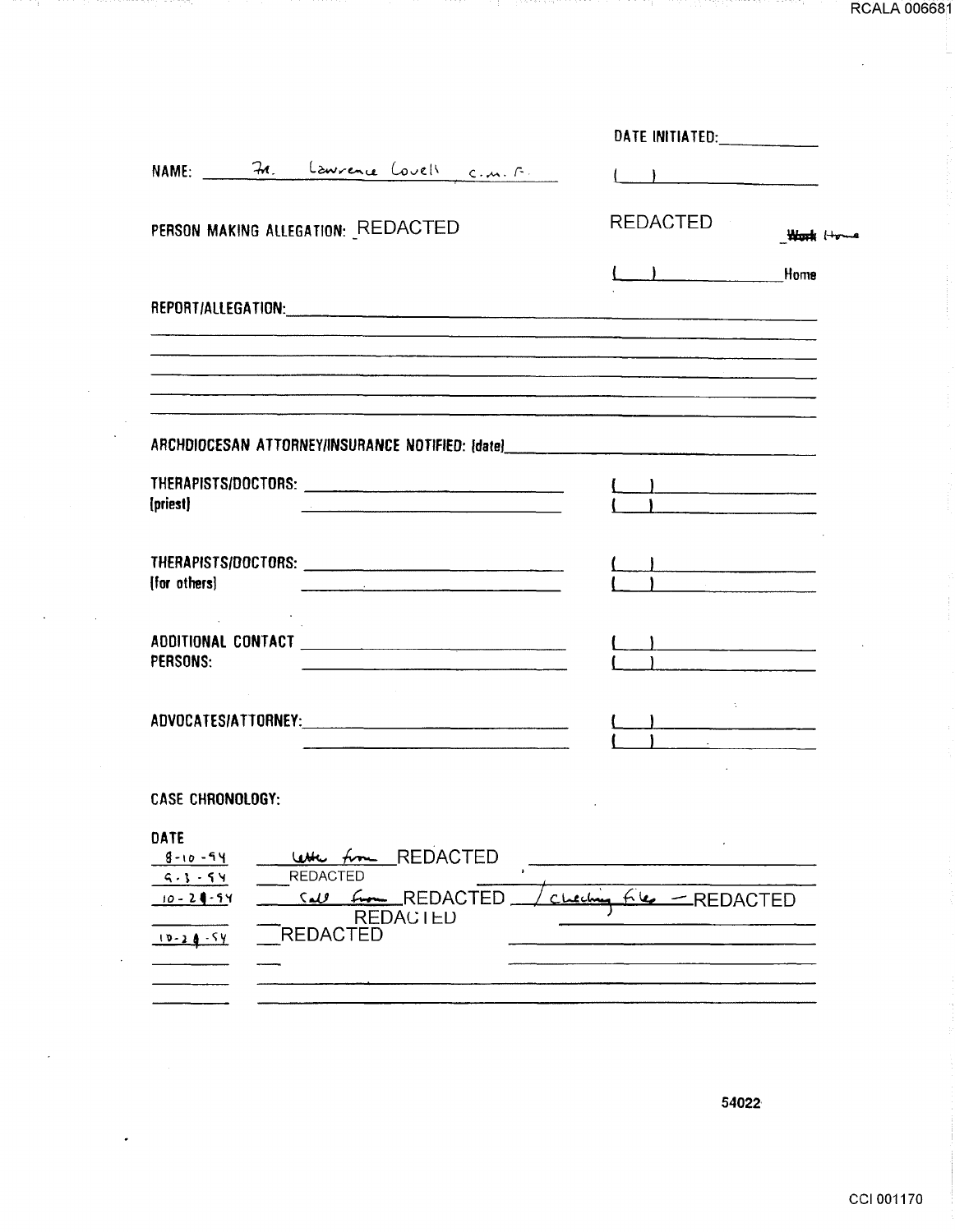DATE INITIATED: ___________

NAME: Fr. Lawrence Lovell C.M.F.

( ) ___________

PERSON MAKING ALLEGATION: REDACTED

REDACTED ~~Work~~ Home

( ) ___________ Home

REPORT/ALLEGATION: ___________

ARCHDIOCESAN ATTORNEY/INSURANCE NOTIFIED: (date) ___________

THERAPISTS/DOCTORS: (priest) ___________ ( ) ___________ ( ) ___________

THERAPISTS/DOCTORS: (for others) ___________ ( ) ___________ ( ) ___________

ADDITIONAL CONTACT PERSONS: ___________ ( ) ___________ ( ) ___________

ADVOCATES/ATTORNEY: ___________ ( ) ___________ ( ) ___________

CASE CHRONOLOGY:

| DATE | |
|---|---|
| 8-10-94 | Letter from REDACTED |
| 9-3-94 | REDACTED |
| 10-24-94 | Call from REDACTED / checking files — REDACTED REDACTED |
| 10-24-94 | REDACTED |

54022

RCALA 006681

CCI 001170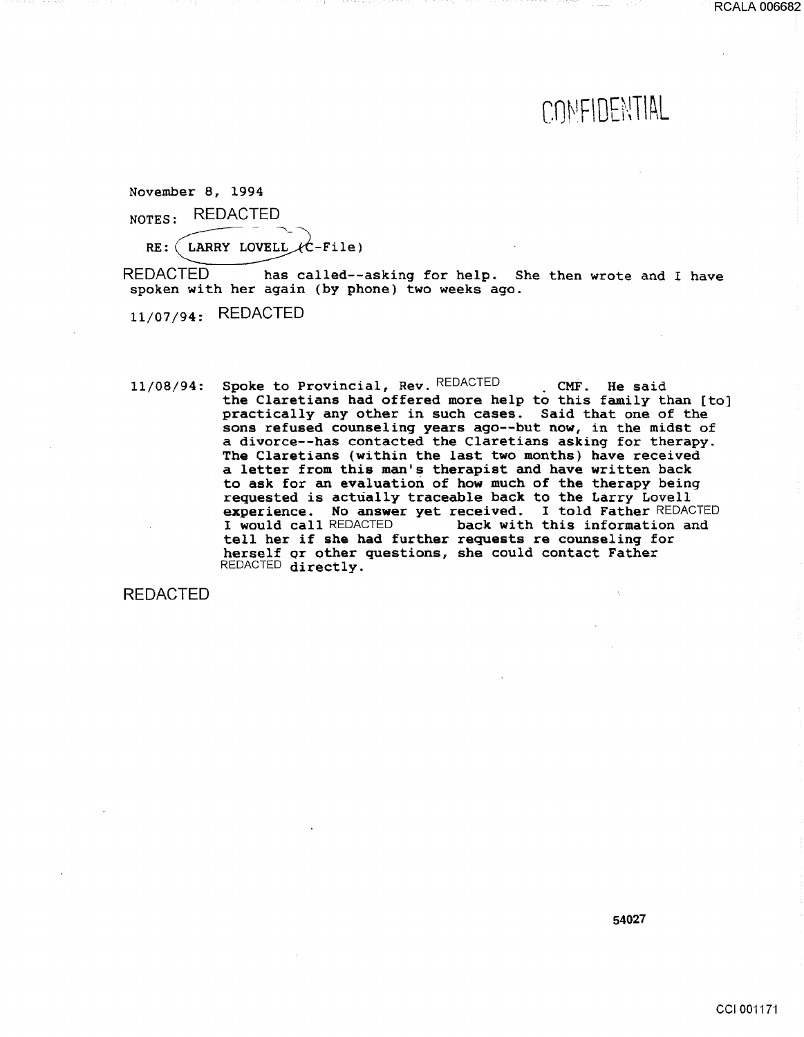CONFIDENTIAL

November 8, 1994

NOTES: REDACTED

RE: LARRY LOVELL (C-File)

REDACTED has called--asking for help. She then wrote and I have spoken with her again (by phone) two weeks ago.

11/07/94: REDACTED

11/08/94: Spoke to Provincial, Rev. REDACTED CMF. He said the Claretians had offered more help to this family than [to] practically any other in such cases. Said that one of the sons refused counseling years ago--but now, in the midst of a divorce--has contacted the Claretians asking for therapy. The Claretians (within the last two months) have received a letter from this man's therapist and have written back to ask for an evaluation of how much of the therapy being requested is actually traceable back to the Larry Lovell experience. No answer yet received. I told Father REDACTED I would call REDACTED back with this information and tell her if she had further requests re counseling for herself or other questions, she could contact Father REDACTED directly.

REDACTED

54027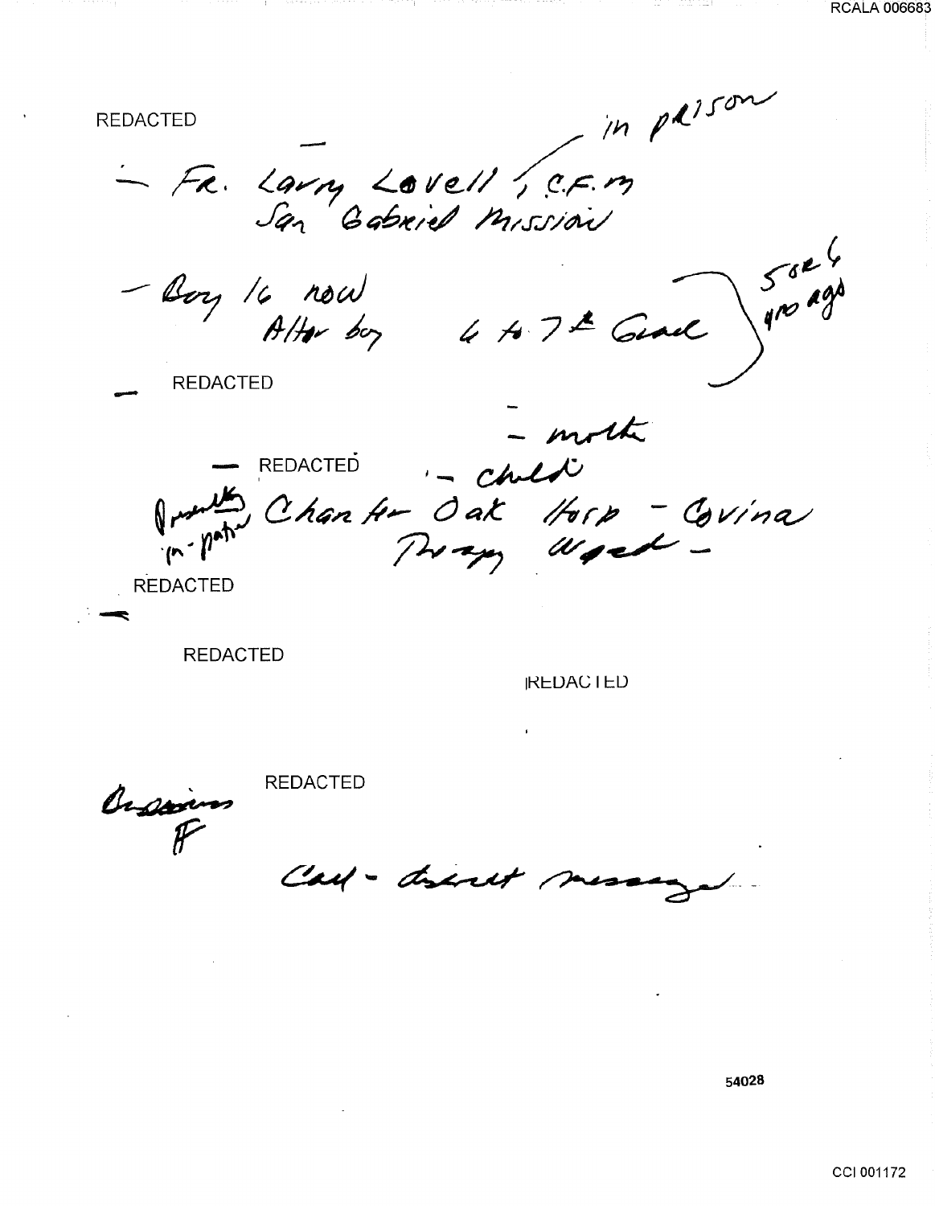REDACTED

– Fr. Larry Lovell, C.F.M — in prison
San Gabriel Mission

– Boy 16 now
Altar boy 6 to 7th Grade — 5 or 6 yrs ago

– REDACTED

– mother

– REDACTED – child

Presently in-patient Charter Oak Hosp – Covina
Therapy Weekend –

REDACTED

–

REDACTED

REDACTED

Openings
A

REDACTED

Call – direct message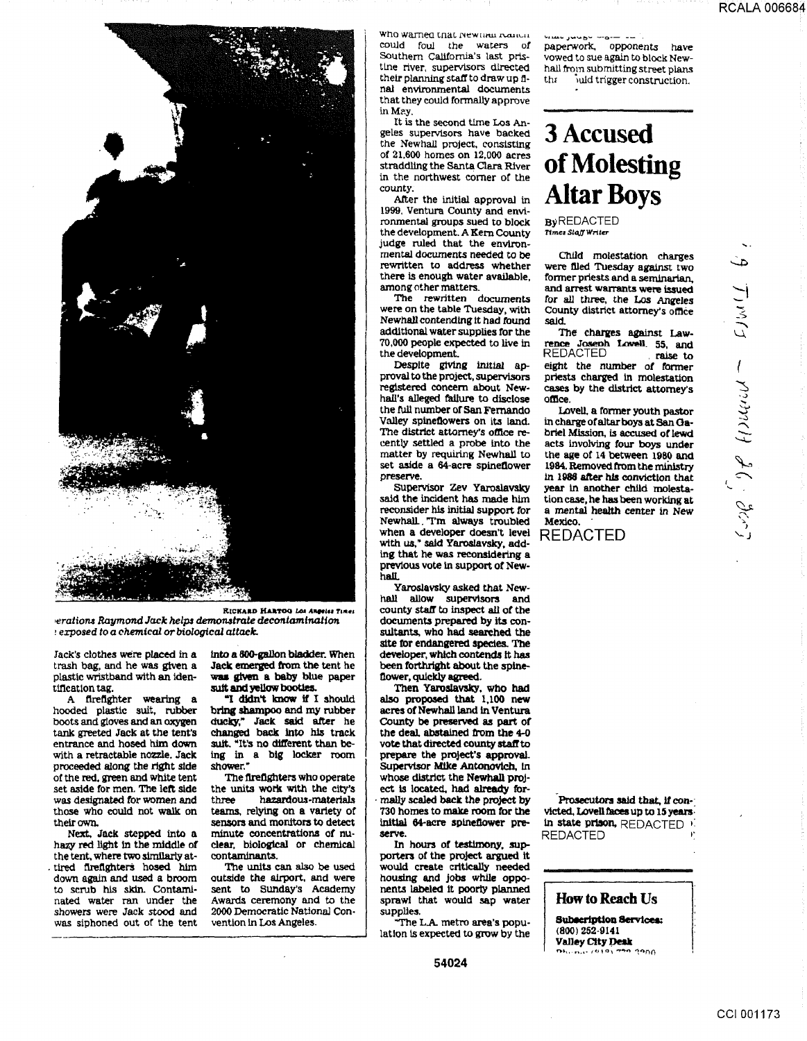RICHARD HARTOG Los Angeles Times

*erations Raymond Jack helps demonstrate decontamination exposed to a chemical or biological attack.*

Jack's clothes were placed in a trash bag, and he was given a plastic wristband with an identification tag.

A firefighter wearing a hooded plastic suit, rubber boots and gloves and an oxygen tank greeted Jack at the tent's entrance and hosed him down with a retractable nozzle. Jack proceeded along the right side of the red, green and white tent set aside for men. The left side was designated for women and those who could not walk on their own.

Next, Jack stepped into a hazy red light in the middle of the tent, where two similarly attired firefighters hosed him down again and used a broom to scrub his skin. Contaminated water ran under the showers where Jack stood and was siphoned out of the tent into a 600-gallon bladder. When Jack emerged from the tent he was given a baby blue paper suit and yellow booties.

"I didn't know if I should bring shampoo and my rubber ducky," Jack said after he changed back into his track suit. "It's no different than being in a big locker room shower."

The firefighters who operate the units work with the city's three hazardous-materials teams, relying on a variety of sensors and monitors to detect minute concentrations of nuclear, biological or chemical contaminants.

The units can also be used outside the airport, and were sent to Sunday's Academy Awards ceremony and to the 2000 Democratic National Convention in Los Angeles.

who warned that Newhall Ranch could foul the waters of Southern California's last pristine river, supervisors directed their planning staff to draw up final environmental documents that they could formally approve in May.

It is the second time Los Angeles supervisors have backed the Newhall project, consisting of 21,600 homes on 12,000 acres straddling the Santa Clara River in the northwest corner of the county.

After the initial approval in 1999, Ventura County and environmental groups sued to block the development. A Kern County judge ruled that the environmental documents needed to be rewritten to address whether there is enough water available, among other matters.

The rewritten documents were on the table Tuesday, with Newhall contending it had found additional water supplies for the 70,000 people expected to live in the development.

Despite giving initial approval to the project, supervisors registered concern about Newhall's alleged failure to disclose the full number of San Fernando Valley spineflowers on its land. The district attorney's office recently settled a probe into the matter by requiring Newhall to set aside a 64-acre spineflower preserve.

Supervisor Zev Yaroslavsky said the incident has made him reconsider his initial support for Newhall. "I'm always troubled when a developer doesn't level with us," said Yaroslavsky, adding that he was reconsidering a previous vote in support of Newhall.

Yaroslavsky asked that Newhall allow supervisors and county staff to inspect all of the documents prepared by its consultants, who had searched the site for endangered species. The developer, which contends it has been forthright about the spineflower, quickly agreed.

Then Yaroslavsky, who had also proposed that 1,100 new acres of Newhall land in Ventura County be preserved as part of the deal, abstained from the 4-0 vote that directed county staff to prepare the project's approval. Supervisor Mike Antonovich, in whose district the Newhall project is located, had already formally scaled back the project by 730 homes to make room for the initial 64-acre spineflower preserve.

In hours of testimony, supporters of the project argued it would create critically needed housing and jobs while opponents labeled it poorly planned sprawl that would sap water supplies.

"The L.A. metro area's population is expected to grow by the

... judge ... paperwork, opponents have vowed to sue again to block Newhall from submitting street plans th... uld trigger construction.

# 3 Accused of Molesting Altar Boys

By REDACTED
*Times Staff Writer*

Child molestation charges were filed Tuesday against two former priests and a seminarian, and arrest warrants were issued for all three, the Los Angeles County district attorney's office said.

The charges against Lawrence Joseph Lovell, 55, and REDACTED raise to eight the number of former priests charged in molestation cases by the district attorney's office.

Lovell, a former youth pastor in charge of altar boys at San Gabriel Mission, is accused of lewd acts involving four boys under the age of 14 between 1980 and 1984. Removed from the ministry in 1986 after his conviction that year in another child molestation case, he has been working at a mental health center in New Mexico.

REDACTED

Prosecutors said that, if convicted, Lovell faces up to 15 years in state prison. REDACTED
REDACTED

## How to Reach Us

**Subscription Services:**
(800) 252-9141
**Valley City Desk**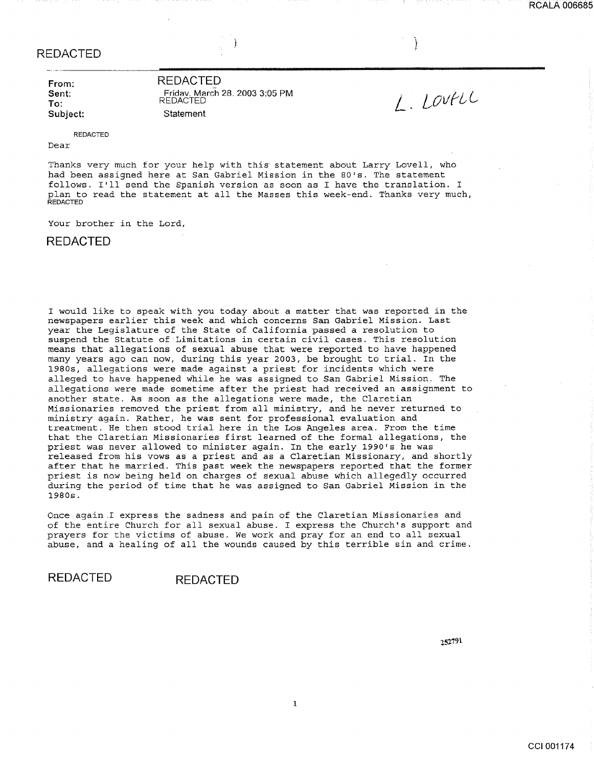REDACTED

**From:** REDACTED
**Sent:** Friday, March 28, 2003 3:05 PM
**To:** REDACTED
**Subject:** Statement

*L. Lovell*

REDACTED

Dear

Thanks very much for your help with this statement about Larry Lovell, who had been assigned here at San Gabriel Mission in the 80's. The statement follows. I'll send the Spanish version as soon as I have the translation. I plan to read the statement at all the Masses this week-end. Thanks very much, REDACTED

Your brother in the Lord,

REDACTED

I would like to speak with you today about a matter that was reported in the newspapers earlier this week and which concerns San Gabriel Mission. Last year the Legislature of the State of California passed a resolution to suspend the Statute of Limitations in certain civil cases. This resolution means that allegations of sexual abuse that were reported to have happened many years ago can now, during this year 2003, be brought to trial. In the 1980s, allegations were made against a priest for incidents which were alleged to have happened while he was assigned to San Gabriel Mission. The allegations were made sometime after the priest had received an assignment to another state. As soon as the allegations were made, the Claretian Missionaries removed the priest from all ministry, and he never returned to ministry again. Rather, he was sent for professional evaluation and treatment. He then stood trial here in the Los Angeles area. From the time that the Claretian Missionaries first learned of the formal allegations, the priest was never allowed to minister again. In the early 1990's he was released from his vows as a priest and as a Claretian Missionary, and shortly after that he married. This past week the newspapers reported that the former priest is now being held on charges of sexual abuse which allegedly occurred during the period of time that he was assigned to San Gabriel Mission in the 1980s.

Once again I express the sadness and pain of the Claretian Missionaries and of the entire Church for all sexual abuse. I express the Church's support and prayers for the victims of abuse. We work and pray for an end to all sexual abuse, and a healing of all the wounds caused by this terrible sin and crime.

REDACTED REDACTED

252791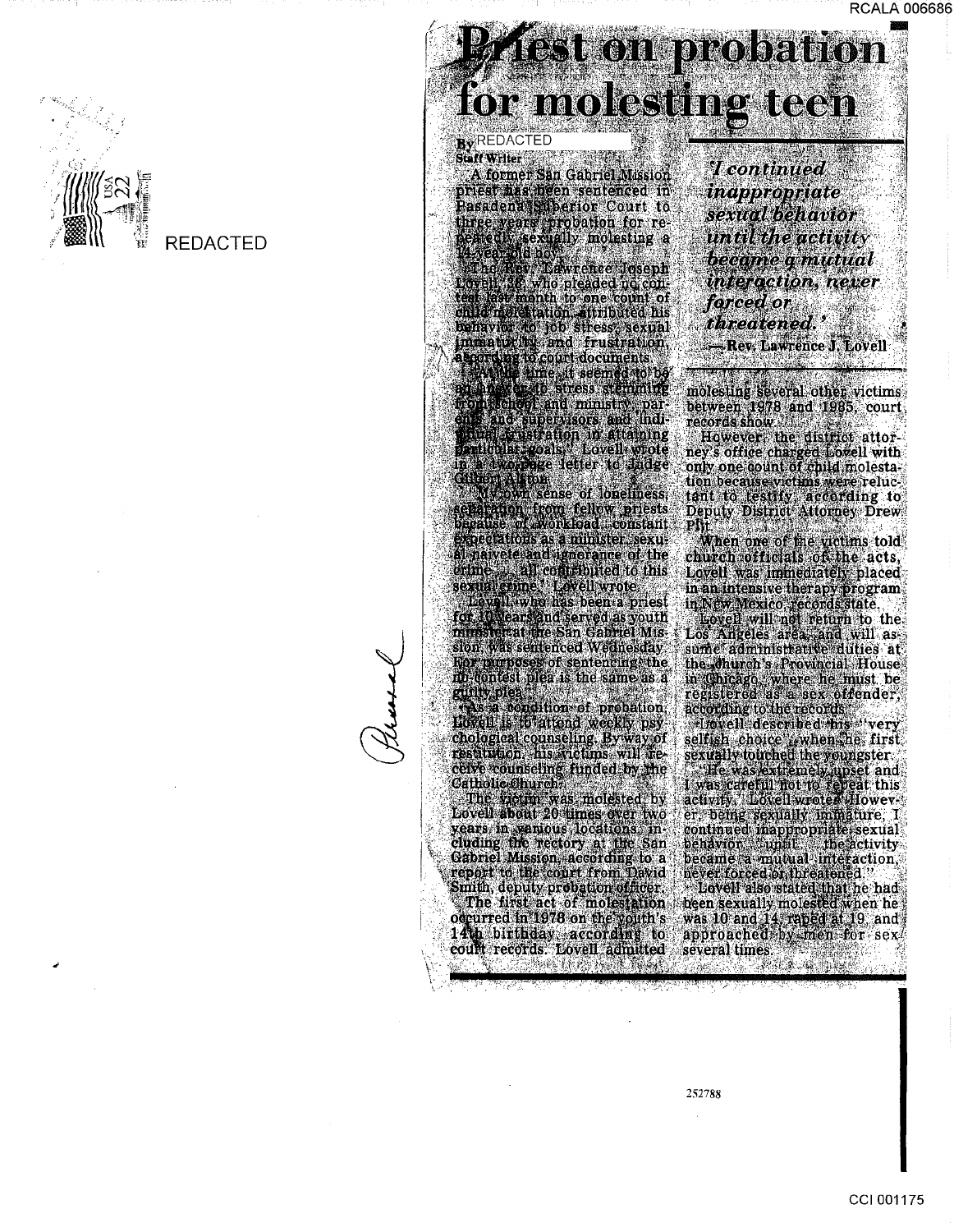# Priest on probation for molesting teen

By REDACTED
Staff Writer

A former San Gabriel Mission priest has been sentenced in Pasadena Superior Court to three years probation for repeatedly sexually molesting a 14-year-old boy.

The Rev. Lawrence Joseph Lovell, 36, who pleaded no contest last month to one count of child molestation, attributed his behavior to job stress, sexual immaturity and frustration, according to court documents.

"At the time, it seemed to be an answer to stress stemming from school and ministry, parents and supervisors and individual frustration in attaining particular goals," Lovell wrote in a two-page letter to Judge Gilbert Alston.

"My own sense of loneliness, separation from fellow priests because of workload, constant expectations as a minister, sexual naivete and ignorance of the crime ... all contributed to this sexual crime," Lovell wrote.

Lovell, who has been a priest for 10 years and served as youth minister at the San Gabriel Mission, was sentenced Wednesday. For purposes of sentencing, the no-contest plea is the same as a guilty plea.

As a condition of probation, Lovell is to attend weekly psychological counseling. By way of restitution, his victims will receive counseling funded by the Catholic Church.

The victim was molested by Lovell about 20 times over two years in various locations, including the rectory at the San Gabriel Mission, according to a report to the court from David Smith, deputy probation officer.

The first act of molestation occurred in 1978 on the youth's 14th birthday, according to court records. Lovell admitted

*'I continued inappropriate sexual behavior until the activity became a mutual interaction, never forced or threatened.'*
— Rev. Lawrence J. Lovell

molesting several other victims between 1978 and 1985, court records show.

However, the district attorney's office charged Lovell with only one count of child molestation because victims were reluctant to testify, according to Deputy District Attorney Drew Pilt.

When one of the victims told church officials of the acts, Lovell was immediately placed in an intensive therapy program in New Mexico, records state.

Lovell will not return to the Los Angeles area, and will assume administrative duties at the church's Provincial House in Chicago, where he must be registered as a sex offender, according to the records.

Lovell described his "very selfish choice" when he first sexually touched the youngster.

"He was extremely upset and I was careful not to repeat this activity," Lovell wrote. "However, being sexually immature, I continued inappropriate sexual behavior ... until ... the activity became a mutual interaction, never forced or threatened."

Lovell also stated that he had been sexually molested when he was 10 and 14, raped at 19, and approached by men for sex several times.

252788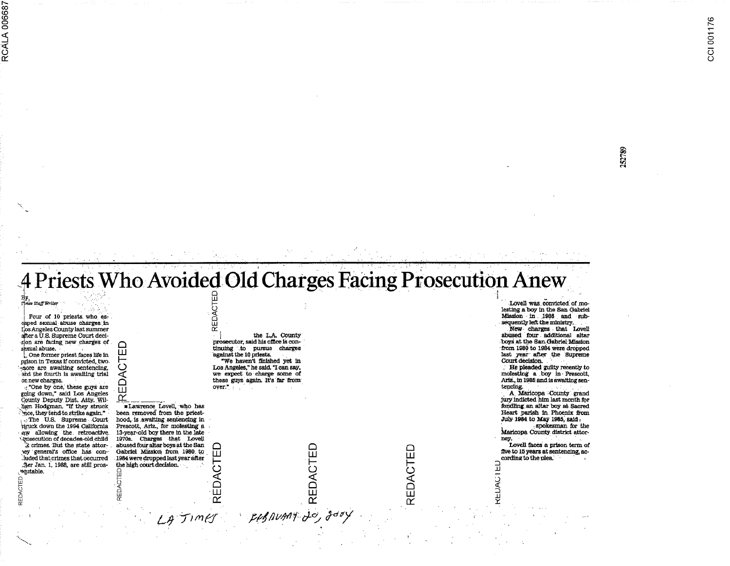# 4 Priests Who Avoided Old Charges Facing Prosecution Anew

By,
Times Staff Writer

Four of 10 priests who escaped sexual abuse charges in Los Angeles County last summer after a U.S. Supreme Court decision are facing new charges of sexual abuse.

One former priest faces life in prison in Texas if convicted, two more are awaiting sentencing, and the fourth is awaiting trial on new charges.

"One by one, these guys are going down," said Los Angeles County Deputy Dist. Atty. William Hodgman. "If they struck once, they tend to strike again."

The U.S. Supreme Court struck down the 1994 California law allowing the retroactive prosecution of decades-old child sex crimes. But the state attorney general's office has concluded that crimes that occurred after Jan. 1, 1988, are still prosecutable.

REDACTED

REDACTED

■ Lawrence Lovell, who has been removed from the priesthood, is awaiting sentencing in Prescott, Ariz., for molesting a 13-year-old boy there in the late 1970s. Charges that Lovell abused four altar boys at the San Gabriel Mission from 1980 to 1984 were dropped last year after the high court decision.

REDACTED

REDACTED

the L.A. County prosecutor, said his office is continuing to pursue charges against the 10 priests.

"We haven't finished yet in Los Angeles," he said. "I can say, we expect to charge some of these guys again. It's far from over."

REDACTED

REDACTED

REDACTED

Lovell was convicted of molesting a boy in the San Gabriel Mission in 1986 and subsequently left the ministry.

New charges that Lovell abused four additional altar boys at the San Gabriel Mission from 1980 to 1984 were dropped last year after the Supreme Court decision.

He pleaded guilty recently to molesting a boy in Prescott, Ariz., in 1985 and is awaiting sentencing.

A Maricopa County grand jury indicted him last month for fondling an altar boy at Sacred Heart parish in Phoenix from July 1984 to May 1985, said , spokesman for the Maricopa County district attorney.

Lovell faces a prison term of five to 15 years at sentencing, according to the plea.

REDACTED

LA Times February 20, 2004